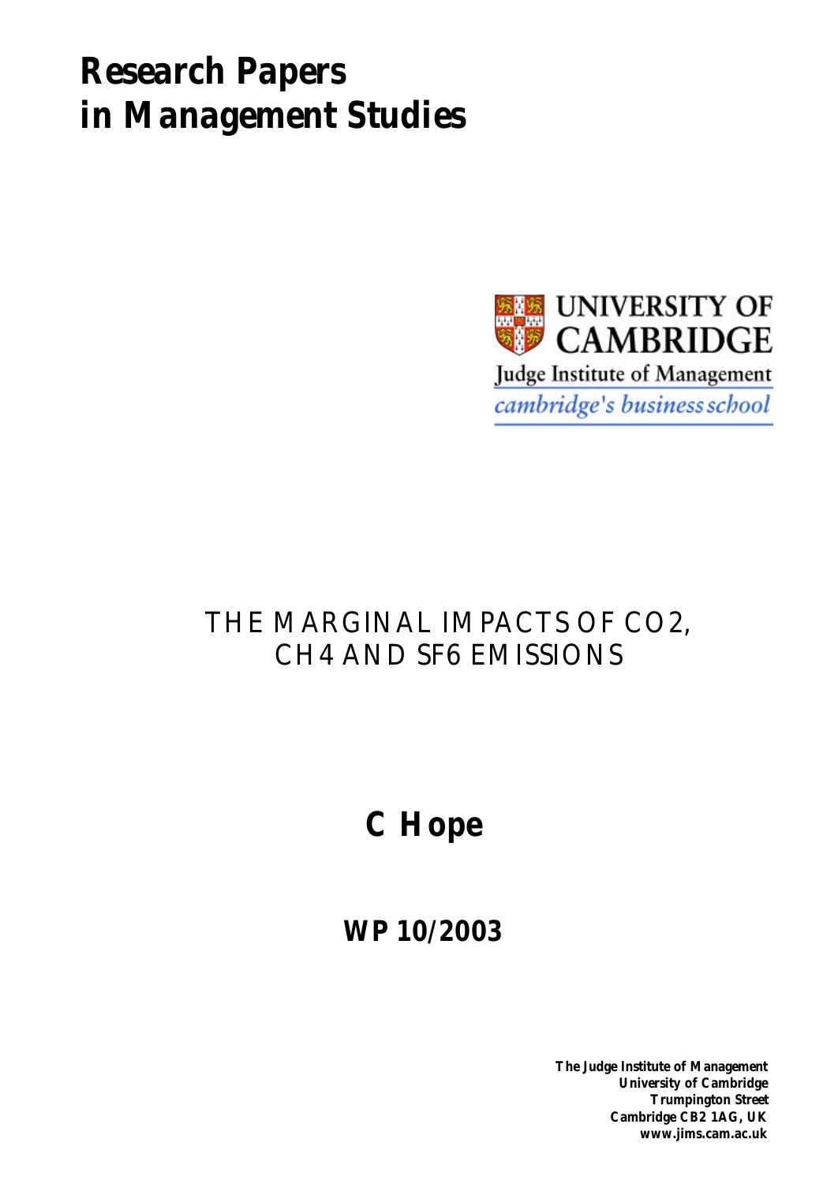# Research Papers in Management Studies

UNIVERSITY OF CAMBRIDGE

Judge Institute of Management

*cambridge's business school*

## THE MARGINAL IMPACTS OF CO2, CH4 AND SF6 EMISSIONS

**C Hope**

**WP 10/2003**

**The Judge Institute of Management**
**University of Cambridge**
**Trumpington Street**
**Cambridge CB2 1AG, UK**
**www.jims.cam.ac.uk**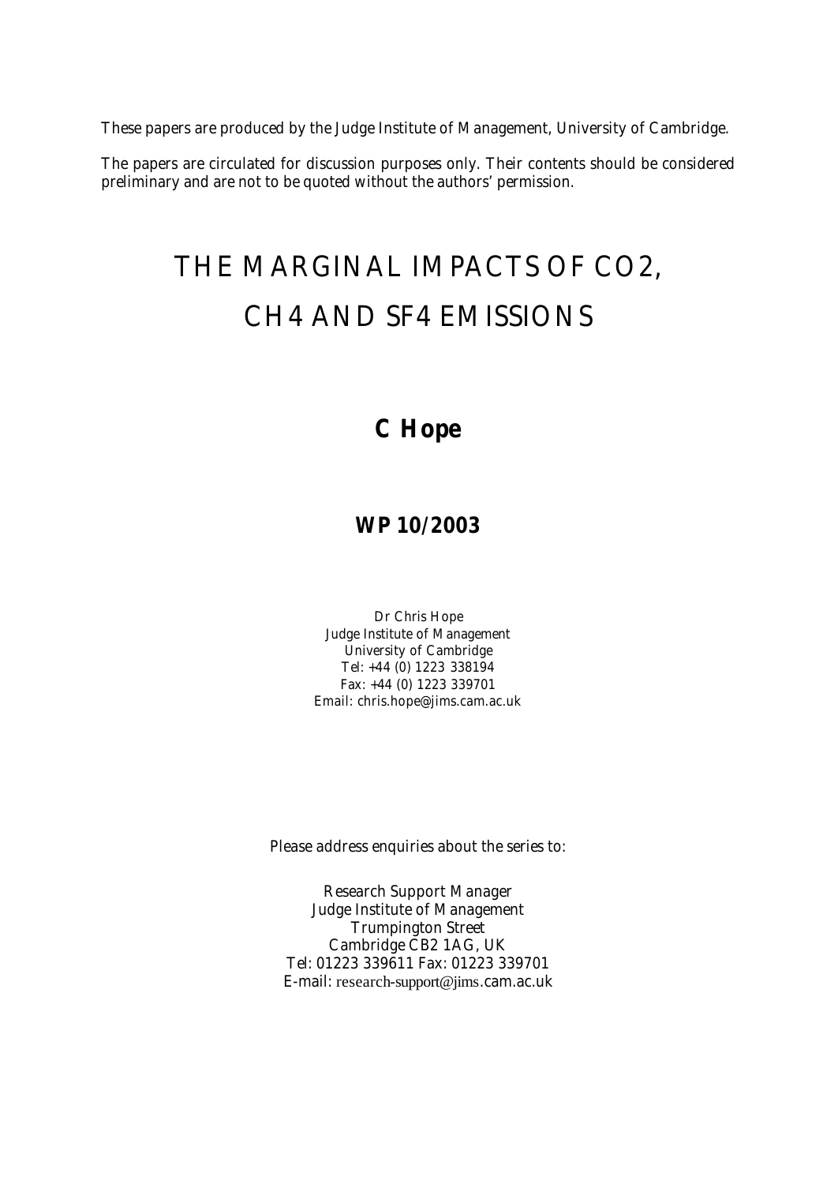These papers are produced by the Judge Institute of Management, University of Cambridge.

The papers are circulated for discussion purposes only. Their contents should be considered preliminary and are not to be quoted without the authors' permission.

# THE MARGINAL IMPACTS OF CO2, CH4 AND SF4 EMISSIONS

## C Hope

### WP 10/2003

Dr Chris Hope
Judge Institute of Management
University of Cambridge
Tel: +44 (0) 1223 338194
Fax: +44 (0) 1223 339701
Email: chris.hope@jims.cam.ac.uk

Please address enquiries about the series to:

Research Support Manager
Judge Institute of Management
Trumpington Street
Cambridge CB2 1AG, UK
Tel: 01223 339611 Fax: 01223 339701
E-mail: research-support@jims.cam.ac.uk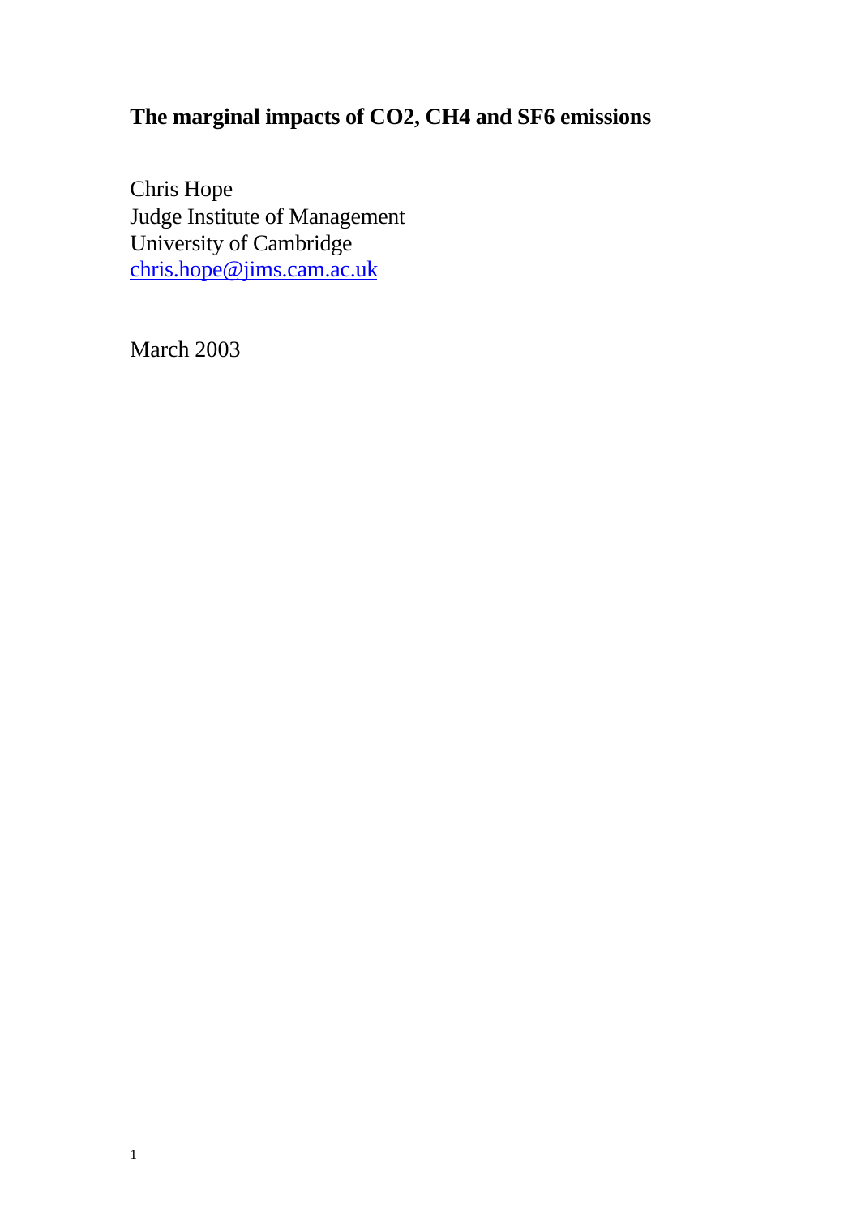# The marginal impacts of CO2, CH4 and SF6 emissions

Chris Hope
Judge Institute of Management
University of Cambridge
chris.hope@jims.cam.ac.uk

March 2003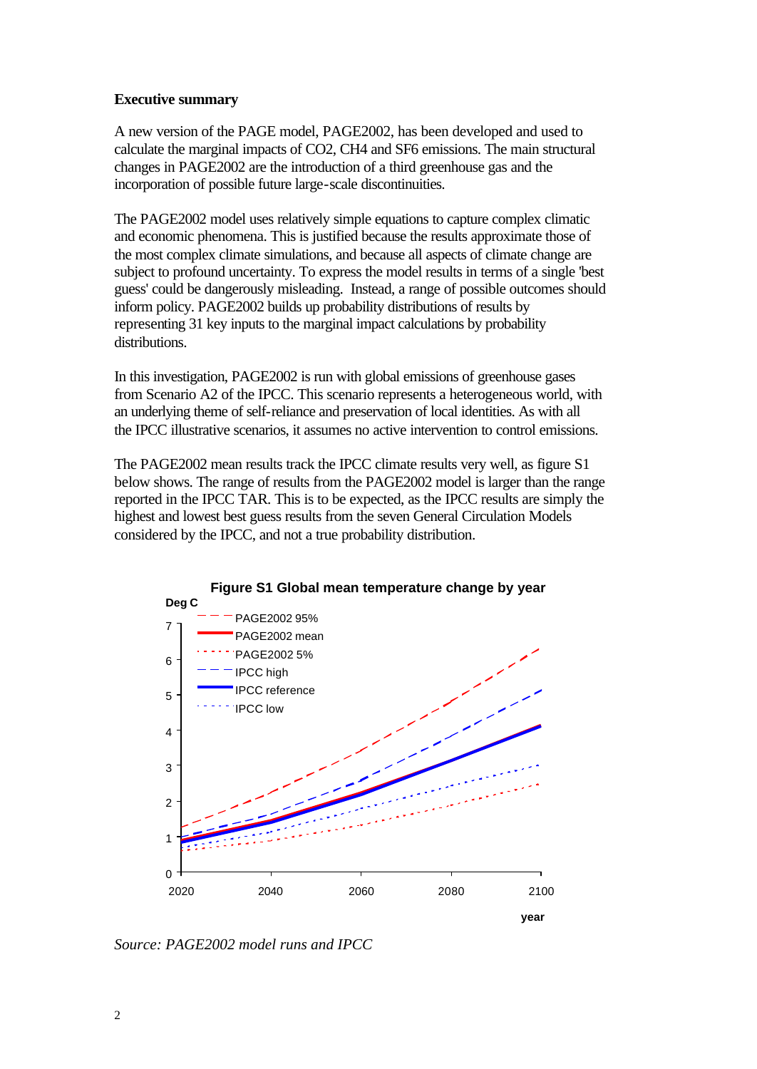**Executive summary**

A new version of the PAGE model, PAGE2002, has been developed and used to calculate the marginal impacts of CO2, CH4 and SF6 emissions. The main structural changes in PAGE2002 are the introduction of a third greenhouse gas and the incorporation of possible future large-scale discontinuities.

The PAGE2002 model uses relatively simple equations to capture complex climatic and economic phenomena. This is justified because the results approximate those of the most complex climate simulations, and because all aspects of climate change are subject to profound uncertainty. To express the model results in terms of a single 'best guess' could be dangerously misleading. Instead, a range of possible outcomes should inform policy. PAGE2002 builds up probability distributions of results by representing 31 key inputs to the marginal impact calculations by probability distributions.

In this investigation, PAGE2002 is run with global emissions of greenhouse gases from Scenario A2 of the IPCC. This scenario represents a heterogeneous world, with an underlying theme of self-reliance and preservation of local identities. As with all the IPCC illustrative scenarios, it assumes no active intervention to control emissions.

The PAGE2002 mean results track the IPCC climate results very well, as figure S1 below shows. The range of results from the PAGE2002 model is larger than the range reported in the IPCC TAR. This is to be expected, as the IPCC results are simply the highest and lowest best guess results from the seven General Circulation Models considered by the IPCC, and not a true probability distribution.

**Figure S1 Global mean temperature change by year**

Source: PAGE2002 model runs and IPCC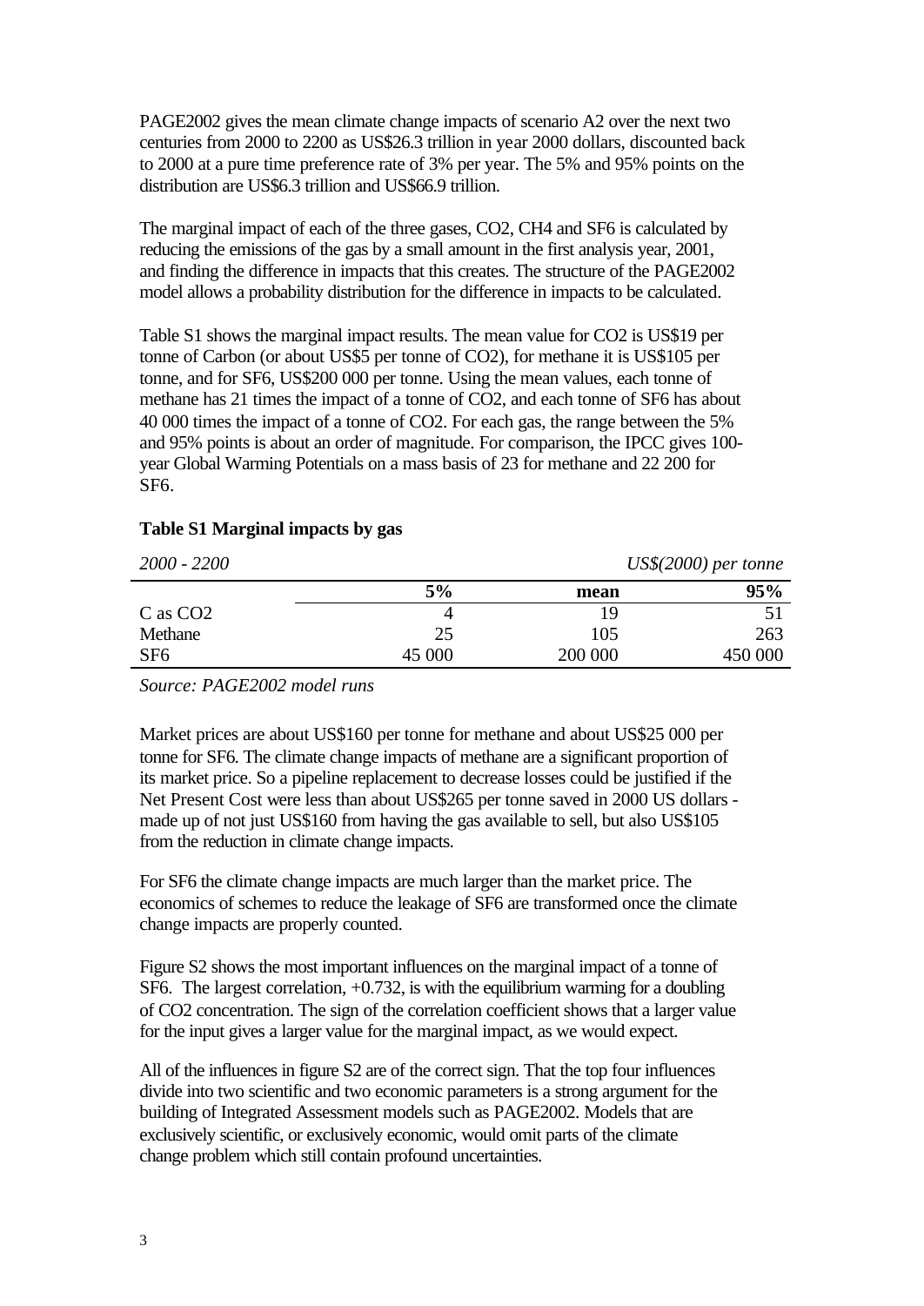PAGE2002 gives the mean climate change impacts of scenario A2 over the next two centuries from 2000 to 2200 as US$26.3 trillion in year 2000 dollars, discounted back to 2000 at a pure time preference rate of 3% per year. The 5% and 95% points on the distribution are US$6.3 trillion and US$66.9 trillion.

The marginal impact of each of the three gases, $CO_2$, $CH_4$ and $SF_6$ is calculated by reducing the emissions of the gas by a small amount in the first analysis year, 2001, and finding the difference in impacts that this creates. The structure of the PAGE2002 model allows a probability distribution for the difference in impacts to be calculated.

Table S1 shows the marginal impact results. The mean value for $CO_2$ is US$19 per tonne of Carbon (or about US$5 per tonne of $CO_2$), for methane it is US$105 per tonne, and for $SF_6$, US$200 000 per tonne. Using the mean values, each tonne of methane has 21 times the impact of a tonne of $CO_2$, and each tonne of $SF_6$ has about 40 000 times the impact of a tonne of $CO_2$. For each gas, the range between the 5% and 95% points is about an order of magnitude. For comparison, the IPCC gives 100-year Global Warming Potentials on a mass basis of 23 for methane and 22 200 for $SF_6$.

**Table S1 Marginal impacts by gas**

*2000 - 2200* *US$(2000) per tonne*

| | 5% | mean | 95% |
|---|---|---|---|
| C as $CO_2$ | 4 | 19 | 51 |
| Methane | 25 | 105 | 263 |
| $SF_6$ | 45 000 | 200 000 | 450 000 |

*Source: PAGE2002 model runs*

Market prices are about US$160 per tonne for methane and about US$25 000 per tonne for $SF_6$. The climate change impacts of methane are a significant proportion of its market price. So a pipeline replacement to decrease losses could be justified if the Net Present Cost were less than about US$265 per tonne saved in 2000 US dollars - made up of not just US$160 from having the gas available to sell, but also US$105 from the reduction in climate change impacts.

For $SF_6$ the climate change impacts are much larger than the market price. The economics of schemes to reduce the leakage of $SF_6$ are transformed once the climate change impacts are properly counted.

Figure S2 shows the most important influences on the marginal impact of a tonne of $SF_6$. The largest correlation, +0.732, is with the equilibrium warming for a doubling of $CO_2$ concentration. The sign of the correlation coefficient shows that a larger value for the input gives a larger value for the marginal impact, as we would expect.

All of the influences in figure S2 are of the correct sign. That the top four influences divide into two scientific and two economic parameters is a strong argument for the building of Integrated Assessment models such as PAGE2002. Models that are exclusively scientific, or exclusively economic, would omit parts of the climate change problem which still contain profound uncertainties.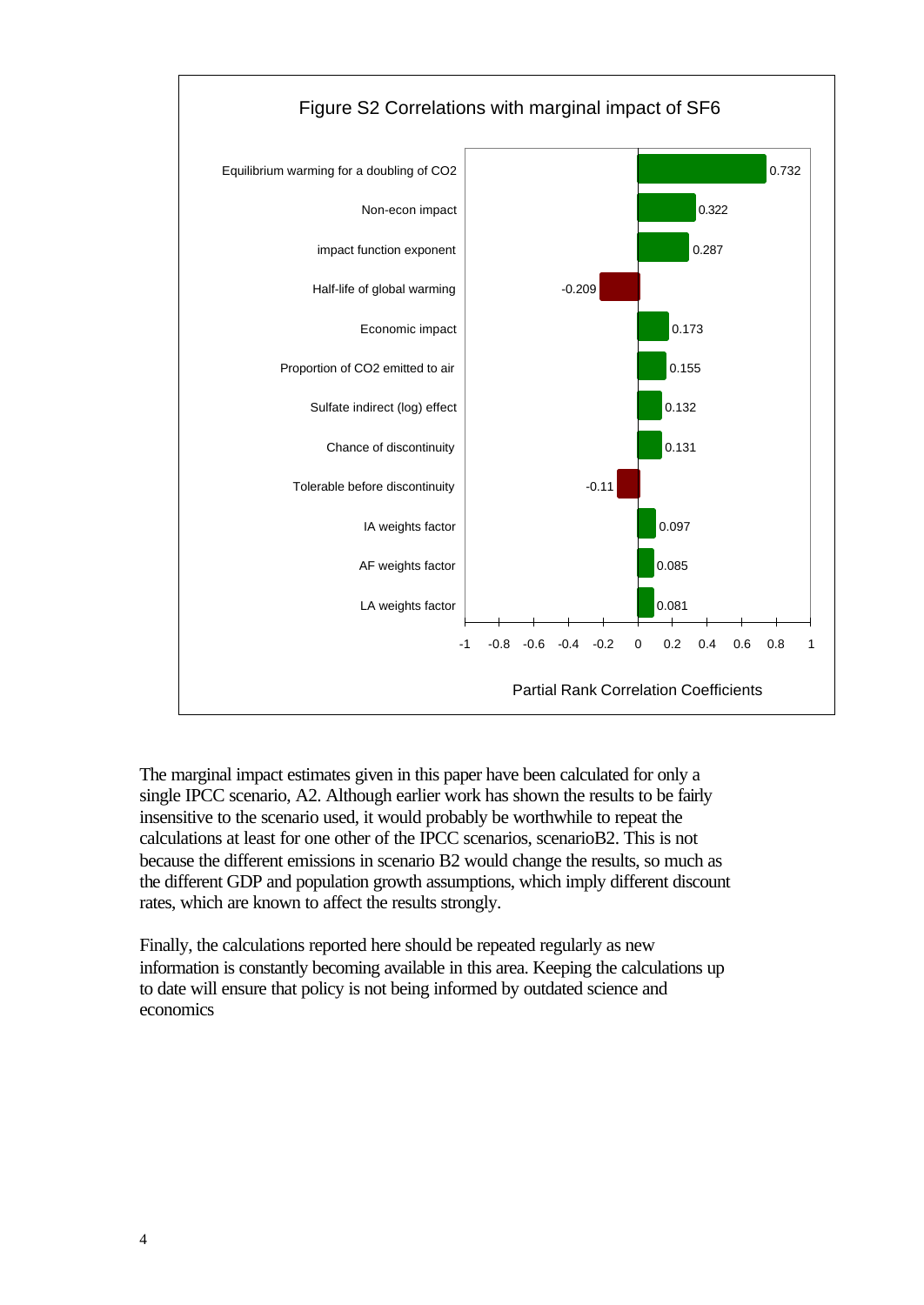Figure S2 Correlations with marginal impact of $SF_6$

| Variable | Partial Rank Correlation Coefficient |
|---|---|
| Equilibrium warming for a doubling of $CO_2$ | 0.732 |
| Non-econ impact | 0.322 |
| impact function exponent | 0.287 |
| Half-life of global warming | -0.209 |
| Economic impact | 0.173 |
| Proportion of $CO_2$ emitted to air | 0.155 |
| Sulfate indirect (log) effect | 0.132 |
| Chance of discontinuity | 0.131 |
| Tolerable before discontinuity | -0.11 |
| IA weights factor | 0.097 |
| AF weights factor | 0.085 |
| LA weights factor | 0.081 |

Partial Rank Correlation Coefficients

The marginal impact estimates given in this paper have been calculated for only a single IPCC scenario, A2. Although earlier work has shown the results to be fairly insensitive to the scenario used, it would probably be worthwhile to repeat the calculations at least for one other of the IPCC scenarios, scenarioB2. This is not because the different emissions in scenario B2 would change the results, so much as the different GDP and population growth assumptions, which imply different discount rates, which are known to affect the results strongly.

Finally, the calculations reported here should be repeated regularly as new information is constantly becoming available in this area. Keeping the calculations up to date will ensure that policy is not being informed by outdated science and economics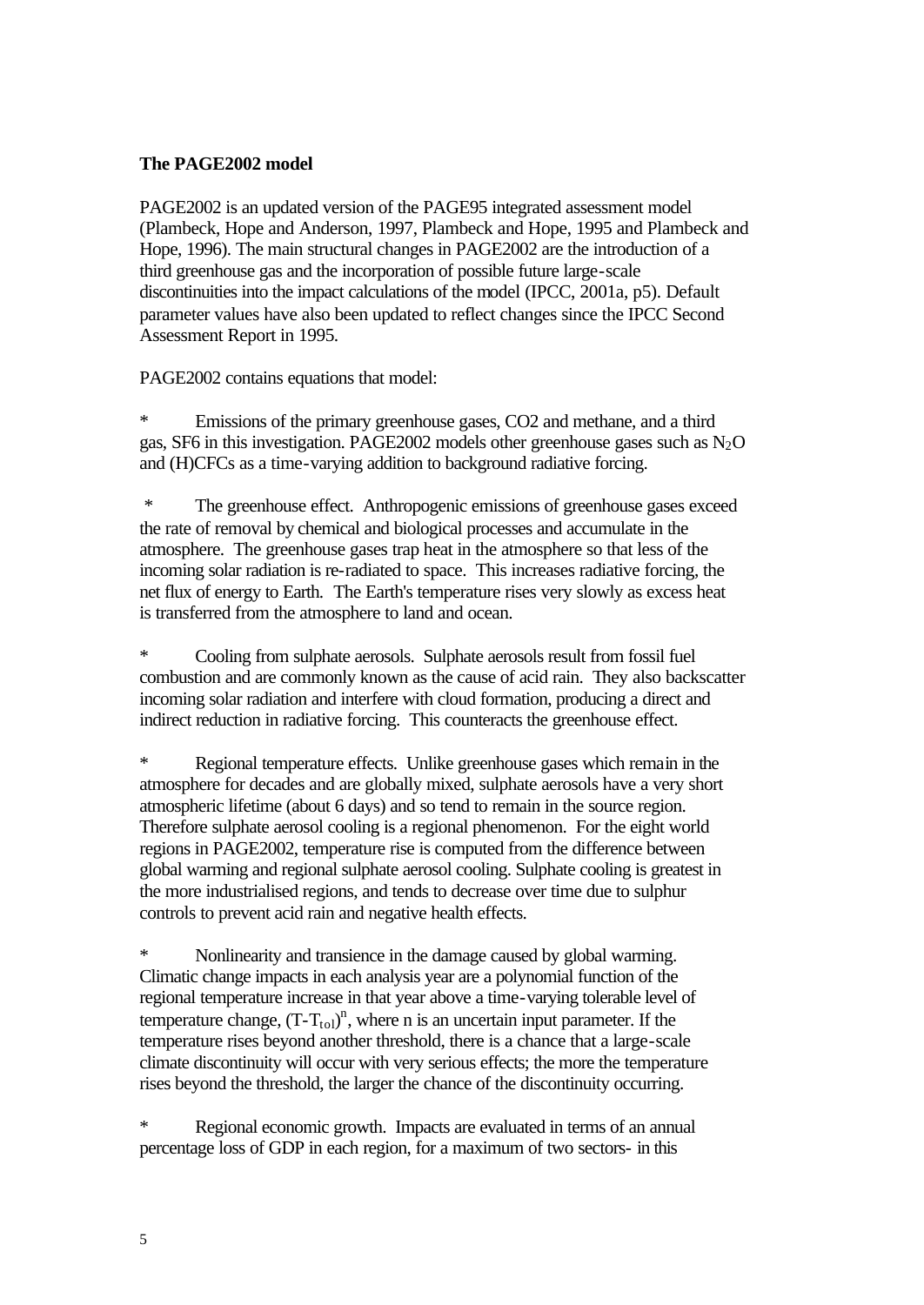**The PAGE2002 model**

PAGE2002 is an updated version of the PAGE95 integrated assessment model (Plambeck, Hope and Anderson, 1997, Plambeck and Hope, 1995 and Plambeck and Hope, 1996). The main structural changes in PAGE2002 are the introduction of a third greenhouse gas and the incorporation of possible future large-scale discontinuities into the impact calculations of the model (IPCC, 2001a, p5). Default parameter values have also been updated to reflect changes since the IPCC Second Assessment Report in 1995.

PAGE2002 contains equations that model:

* Emissions of the primary greenhouse gases, CO2 and methane, and a third gas, SF6 in this investigation. PAGE2002 models other greenhouse gases such as $N_2O$ and (H)CFCs as a time-varying addition to background radiative forcing.

* The greenhouse effect. Anthropogenic emissions of greenhouse gases exceed the rate of removal by chemical and biological processes and accumulate in the atmosphere. The greenhouse gases trap heat in the atmosphere so that less of the incoming solar radiation is re-radiated to space. This increases radiative forcing, the net flux of energy to Earth. The Earth's temperature rises very slowly as excess heat is transferred from the atmosphere to land and ocean.

* Cooling from sulphate aerosols. Sulphate aerosols result from fossil fuel combustion and are commonly known as the cause of acid rain. They also backscatter incoming solar radiation and interfere with cloud formation, producing a direct and indirect reduction in radiative forcing. This counteracts the greenhouse effect.

* Regional temperature effects. Unlike greenhouse gases which remain in the atmosphere for decades and are globally mixed, sulphate aerosols have a very short atmospheric lifetime (about 6 days) and so tend to remain in the source region. Therefore sulphate aerosol cooling is a regional phenomenon. For the eight world regions in PAGE2002, temperature rise is computed from the difference between global warming and regional sulphate aerosol cooling. Sulphate cooling is greatest in the more industrialised regions, and tends to decrease over time due to sulphur controls to prevent acid rain and negative health effects.

* Nonlinearity and transience in the damage caused by global warming. Climatic change impacts in each analysis year are a polynomial function of the regional temperature increase in that year above a time-varying tolerable level of temperature change, $(T-T_{tol})^n$, where n is an uncertain input parameter. If the temperature rises beyond another threshold, there is a chance that a large-scale climate discontinuity will occur with very serious effects; the more the temperature rises beyond the threshold, the larger the chance of the discontinuity occurring.

* Regional economic growth. Impacts are evaluated in terms of an annual percentage loss of GDP in each region, for a maximum of two sectors- in this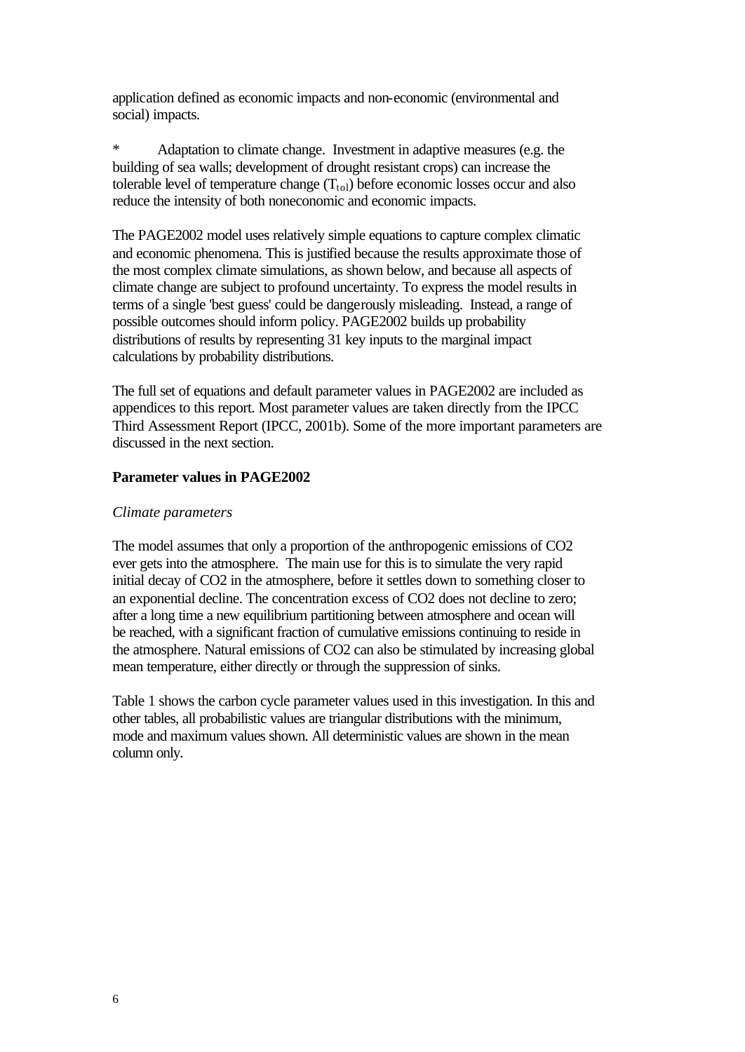application defined as economic impacts and non-economic (environmental and social) impacts.

* Adaptation to climate change. Investment in adaptive measures (e.g. the building of sea walls; development of drought resistant crops) can increase the tolerable level of temperature change ($T_{tol}$) before economic losses occur and also reduce the intensity of both noneconomic and economic impacts.

The PAGE2002 model uses relatively simple equations to capture complex climatic and economic phenomena. This is justified because the results approximate those of the most complex climate simulations, as shown below, and because all aspects of climate change are subject to profound uncertainty. To express the model results in terms of a single 'best guess' could be dangerously misleading. Instead, a range of possible outcomes should inform policy. PAGE2002 builds up probability distributions of results by representing 31 key inputs to the marginal impact calculations by probability distributions.

The full set of equations and default parameter values in PAGE2002 are included as appendices to this report. Most parameter values are taken directly from the IPCC Third Assessment Report (IPCC, 2001b). Some of the more important parameters are discussed in the next section.

## Parameter values in PAGE2002

### *Climate parameters*

The model assumes that only a proportion of the anthropogenic emissions of $CO_2$ ever gets into the atmosphere. The main use for this is to simulate the very rapid initial decay of $CO_2$ in the atmosphere, before it settles down to something closer to an exponential decline. The concentration excess of $CO_2$ does not decline to zero; after a long time a new equilibrium partitioning between atmosphere and ocean will be reached, with a significant fraction of cumulative emissions continuing to reside in the atmosphere. Natural emissions of $CO_2$ can also be stimulated by increasing global mean temperature, either directly or through the suppression of sinks.

Table 1 shows the carbon cycle parameter values used in this investigation. In this and other tables, all probabilistic values are triangular distributions with the minimum, mode and maximum values shown. All deterministic values are shown in the mean column only.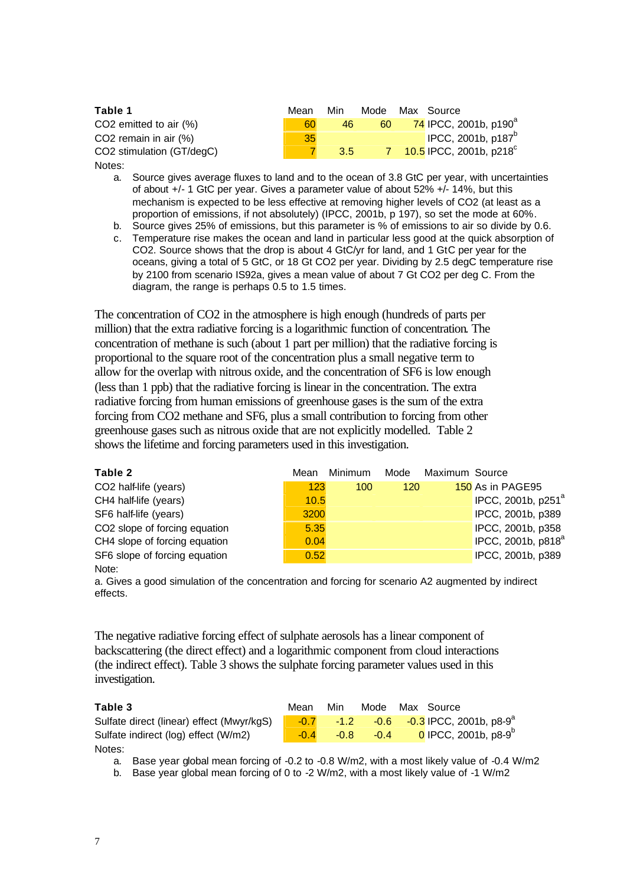| **Table 1** | Mean | Min | Mode | Max | Source |
|---|---|---|---|---|---|
| $CO_2$ emitted to air (%) | 60 | 46 | 60 | 74 | IPCC, 2001b, p190[a] |
| $CO_2$ remain in air (%) | 35 | | | | IPCC, 2001b, p187[b] |
| $CO_2$ stimulation (GT/degC) | 7 | 3.5 | 7 | 10.5 | IPCC, 2001b, p218[c] |

Notes:

a. Source gives average fluxes to land and to the ocean of 3.8 GtC per year, with uncertainties of about +/- 1 GtC per year. Gives a parameter value of about 52% +/- 14%, but this mechanism is expected to be less effective at removing higher levels of $CO_2$ (at least as a proportion of emissions, if not absolutely) (IPCC, 2001b, p 197), so set the mode at 60%.
b. Source gives 25% of emissions, but this parameter is % of emissions to air so divide by 0.6.
c. Temperature rise makes the ocean and land in particular less good at the quick absorption of $CO_2$. Source shows that the drop is about 4 GtC/yr for land, and 1 GtC per year for the oceans, giving a total of 5 GtC, or 18 Gt $CO_2$ per year. Dividing by 2.5 degC temperature rise by 2100 from scenario IS92a, gives a mean value of about 7 Gt $CO_2$ per deg C. From the diagram, the range is perhaps 0.5 to 1.5 times.

The concentration of $CO_2$ in the atmosphere is high enough (hundreds of parts per million) that the extra radiative forcing is a logarithmic function of concentration. The concentration of methane is such (about 1 part per million) that the radiative forcing is proportional to the square root of the concentration plus a small negative term to allow for the overlap with nitrous oxide, and the concentration of $SF_6$ is low enough (less than 1 ppb) that the radiative forcing is linear in the concentration. The extra radiative forcing from human emissions of greenhouse gases is the sum of the extra forcing from $CO_2$ methane and $SF_6$, plus a small contribution to forcing from other greenhouse gases such as nitrous oxide that are not explicitly modelled. Table 2 shows the lifetime and forcing parameters used in this investigation.

| **Table 2** | Mean | Minimum | Mode | Maximum | Source |
|---|---|---|---|---|---|
| $CO_2$ half-life (years) | 123 | 100 | 120 | 150 | As in PAGE95 |
| $CH_4$ half-life (years) | 10.5 | | | | IPCC, 2001b, p251[a] |
| $SF_6$ half-life (years) | 3200 | | | | IPCC, 2001b, p389 |
| $CO_2$ slope of forcing equation | 5.35 | | | | IPCC, 2001b, p358 |
| $CH_4$ slope of forcing equation | 0.04 | | | | IPCC, 2001b, p818[a] |
| $SF_6$ slope of forcing equation | 0.52 | | | | IPCC, 2001b, p389 |

Note:

a. Gives a good simulation of the concentration and forcing for scenario A2 augmented by indirect effects.

The negative radiative forcing effect of sulphate aerosols has a linear component of backscattering (the direct effect) and a logarithmic component from cloud interactions (the indirect effect). Table 3 shows the sulphate forcing parameter values used in this investigation.

| **Table 3** | Mean | Min | Mode | Max | Source |
|---|---|---|---|---|---|
| Sulfate direct (linear) effect (Mwyr/kgS) | -0.7 | -1.2 | -0.6 | -0.3 | IPCC, 2001b, p8-9[a] |
| Sulfate indirect (log) effect (W/m2) | -0.4 | -0.8 | -0.4 | 0 | IPCC, 2001b, p8-9[b] |

Notes:

a. Base year global mean forcing of -0.2 to -0.8 W/m2, with a most likely value of -0.4 W/m2
b. Base year global mean forcing of 0 to -2 W/m2, with a most likely value of -1 W/m2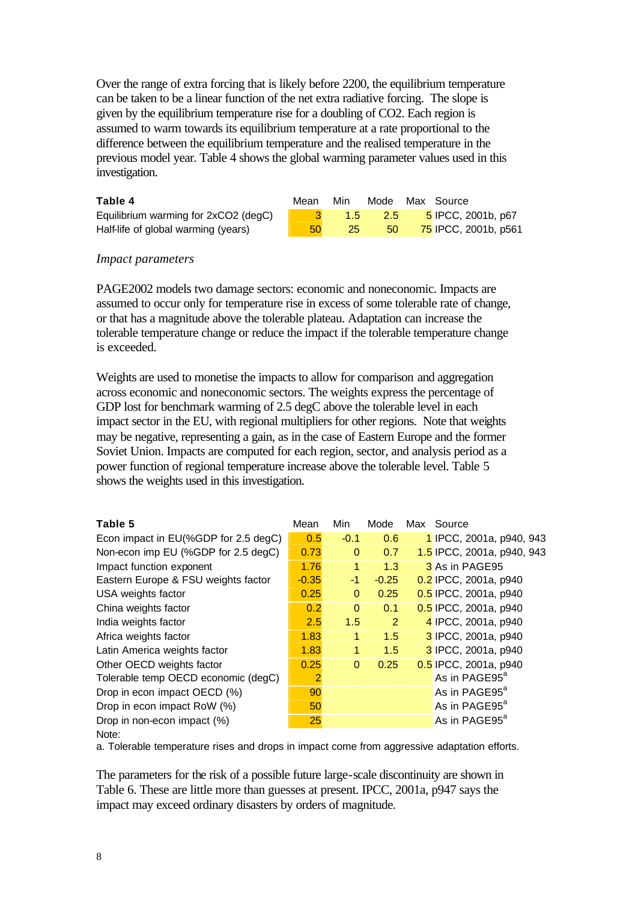Over the range of extra forcing that is likely before 2200, the equilibrium temperature can be taken to be a linear function of the net extra radiative forcing. The slope is given by the equilibrium temperature rise for a doubling of CO2. Each region is assumed to warm towards its equilibrium temperature at a rate proportional to the difference between the equilibrium temperature and the realised temperature in the previous model year. Table 4 shows the global warming parameter values used in this investigation.

| **Table 4** | Mean | Min | Mode | Max | Source |
|---|---|---|---|---|---|
| Equilibrium warming for 2xCO2 (degC) | 3 | 1.5 | 2.5 | 5 | IPCC, 2001b, p67 |
| Half-life of global warming (years) | 50 | 25 | 50 | 75 | IPCC, 2001b, p561 |

*Impact parameters*

PAGE2002 models two damage sectors: economic and noneconomic. Impacts are assumed to occur only for temperature rise in excess of some tolerable rate of change, or that has a magnitude above the tolerable plateau. Adaptation can increase the tolerable temperature change or reduce the impact if the tolerable temperature change is exceeded.

Weights are used to monetise the impacts to allow for comparison and aggregation across economic and noneconomic sectors. The weights express the percentage of GDP lost for benchmark warming of 2.5 degC above the tolerable level in each impact sector in the EU, with regional multipliers for other regions. Note that weights may be negative, representing a gain, as in the case of Eastern Europe and the former Soviet Union. Impacts are computed for each region, sector, and analysis period as a power function of regional temperature increase above the tolerable level. Table 5 shows the weights used in this investigation.

| **Table 5** | Mean | Min | Mode | Max | Source |
|---|---|---|---|---|---|
| Econ impact in EU(%GDP for 2.5 degC) | 0.5 | -0.1 | 0.6 | 1 | IPCC, 2001a, p940, 943 |
| Non-econ imp EU (%GDP for 2.5 degC) | 0.73 | 0 | 0.7 | 1.5 | IPCC, 2001a, p940, 943 |
| Impact function exponent | 1.76 | 1 | 1.3 | 3 | As in PAGE95 |
| Eastern Europe & FSU weights factor | -0.35 | -1 | -0.25 | 0.2 | IPCC, 2001a, p940 |
| USA weights factor | 0.25 | 0 | 0.25 | 0.5 | IPCC, 2001a, p940 |
| China weights factor | 0.2 | 0 | 0.1 | 0.5 | IPCC, 2001a, p940 |
| India weights factor | 2.5 | 1.5 | 2 | 4 | IPCC, 2001a, p940 |
| Africa weights factor | 1.83 | 1 | 1.5 | 3 | IPCC, 2001a, p940 |
| Latin America weights factor | 1.83 | 1 | 1.5 | 3 | IPCC, 2001a, p940 |
| Other OECD weights factor | 0.25 | 0 | 0.25 | 0.5 | IPCC, 2001a, p940 |
| Tolerable temp OECD economic (degC) | 2 | | | | As in PAGE95[a] |
| Drop in econ impact OECD (%) | 90 | | | | As in PAGE95[a] |
| Drop in econ impact RoW (%) | 50 | | | | As in PAGE95[a] |
| Drop in non-econ impact (%) | 25 | | | | As in PAGE95[a] |

Note:
a. Tolerable temperature rises and drops in impact come from aggressive adaptation efforts.

The parameters for the risk of a possible future large-scale discontinuity are shown in Table 6. These are little more than guesses at present. IPCC, 2001a, p947 says the impact may exceed ordinary disasters by orders of magnitude.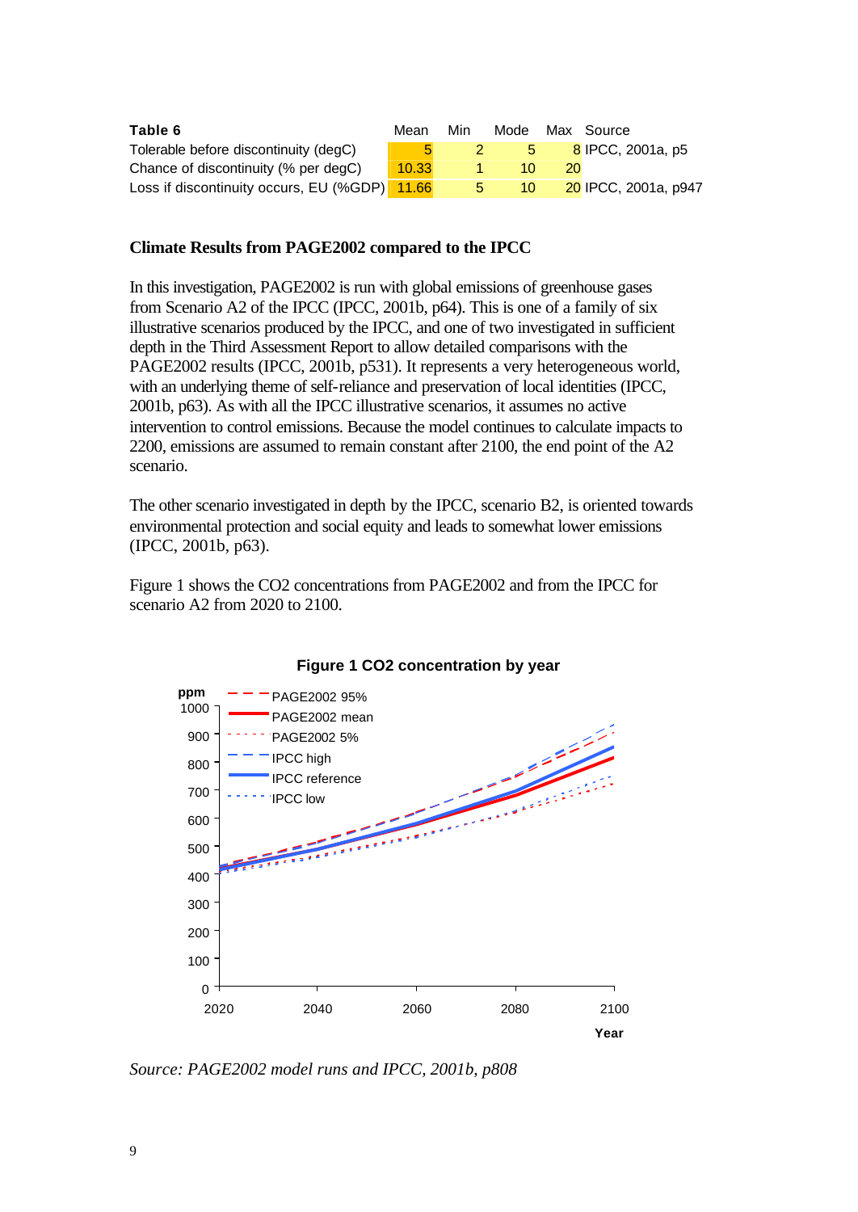| Table 6 | Mean | Min | Mode | Max | Source |
|---|---|---|---|---|---|
| Tolerable before discontinuity (degC) | 5 | 2 | 5 | 8 | IPCC, 2001a, p5 |
| Chance of discontinuity (% per degC) | 10.33 | 1 | 10 | 20 | |
| Loss if discontinuity occurs, EU (%GDP) | 11.66 | 5 | 10 | 20 | IPCC, 2001a, p947 |

## Climate Results from PAGE2002 compared to the IPCC

In this investigation, PAGE2002 is run with global emissions of greenhouse gases from Scenario A2 of the IPCC (IPCC, 2001b, p64). This is one of a family of six illustrative scenarios produced by the IPCC, and one of two investigated in sufficient depth in the Third Assessment Report to allow detailed comparisons with the PAGE2002 results (IPCC, 2001b, p531). It represents a very heterogeneous world, with an underlying theme of self-reliance and preservation of local identities (IPCC, 2001b, p63). As with all the IPCC illustrative scenarios, it assumes no active intervention to control emissions. Because the model continues to calculate impacts to 2200, emissions are assumed to remain constant after 2100, the end point of the A2 scenario.

The other scenario investigated in depth by the IPCC, scenario B2, is oriented towards environmental protection and social equity and leads to somewhat lower emissions (IPCC, 2001b, p63).

Figure 1 shows the CO2 concentrations from PAGE2002 and from the IPCC for scenario A2 from 2020 to 2100.

**Figure 1 CO2 concentration by year**

*Source: PAGE2002 model runs and IPCC, 2001b, p808*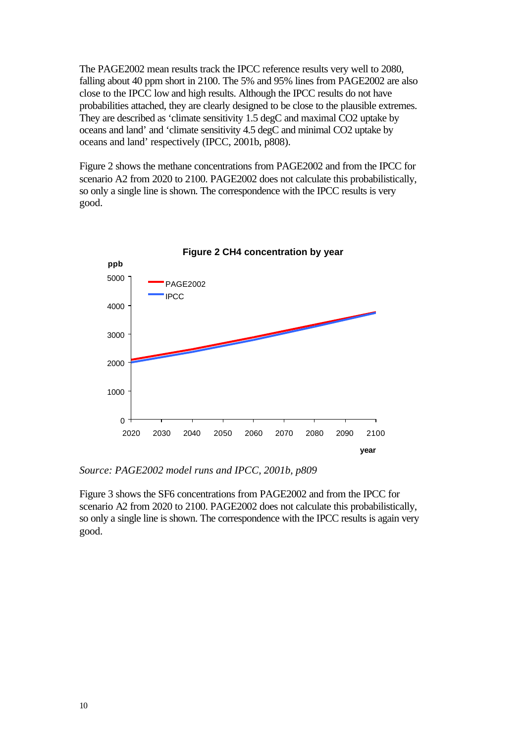The PAGE2002 mean results track the IPCC reference results very well to 2080, falling about 40 ppm short in 2100. The 5% and 95% lines from PAGE2002 are also close to the IPCC low and high results. Although the IPCC results do not have probabilities attached, they are clearly designed to be close to the plausible extremes. They are described as 'climate sensitivity 1.5 degC and maximal CO2 uptake by oceans and land' and 'climate sensitivity 4.5 degC and minimal CO2 uptake by oceans and land' respectively (IPCC, 2001b, p808).

Figure 2 shows the methane concentrations from PAGE2002 and from the IPCC for scenario A2 from 2020 to 2100. PAGE2002 does not calculate this probabilistically, so only a single line is shown. The correspondence with the IPCC results is very good.

**Figure 2 CH4 concentration by year**

*Source: PAGE2002 model runs and IPCC, 2001b, p809*

Figure 3 shows the SF6 concentrations from PAGE2002 and from the IPCC for scenario A2 from 2020 to 2100. PAGE2002 does not calculate this probabilistically, so only a single line is shown. The correspondence with the IPCC results is again very good.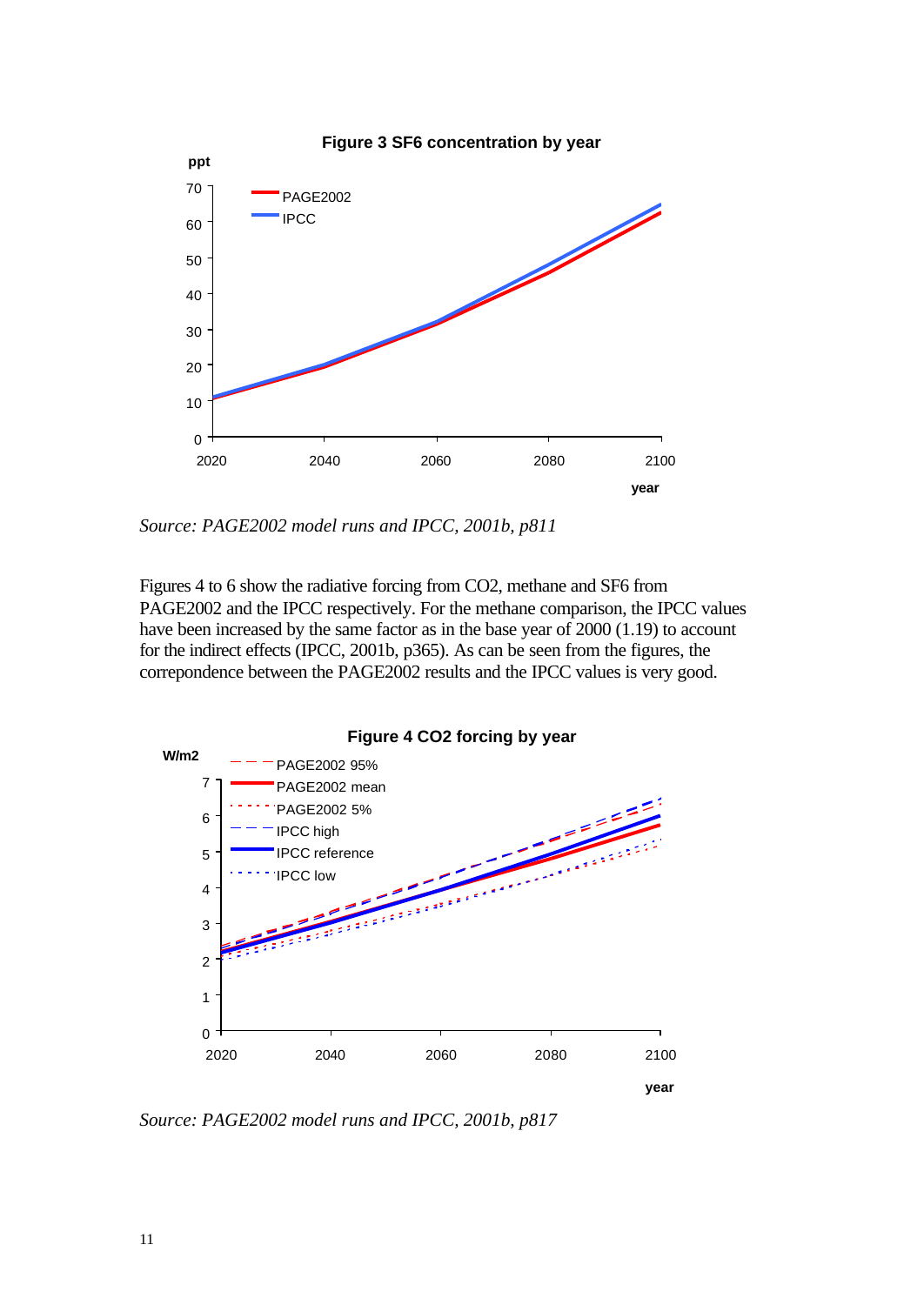**Figure 3 SF6 concentration by year**

*Source: PAGE2002 model runs and IPCC, 2001b, p811*

Figures 4 to 6 show the radiative forcing from CO2, methane and SF6 from PAGE2002 and the IPCC respectively. For the methane comparison, the IPCC values have been increased by the same factor as in the base year of 2000 (1.19) to account for the indirect effects (IPCC, 2001b, p365). As can be seen from the figures, the correpondence between the PAGE2002 results and the IPCC values is very good.

**Figure 4 CO2 forcing by year**

*Source: PAGE2002 model runs and IPCC, 2001b, p817*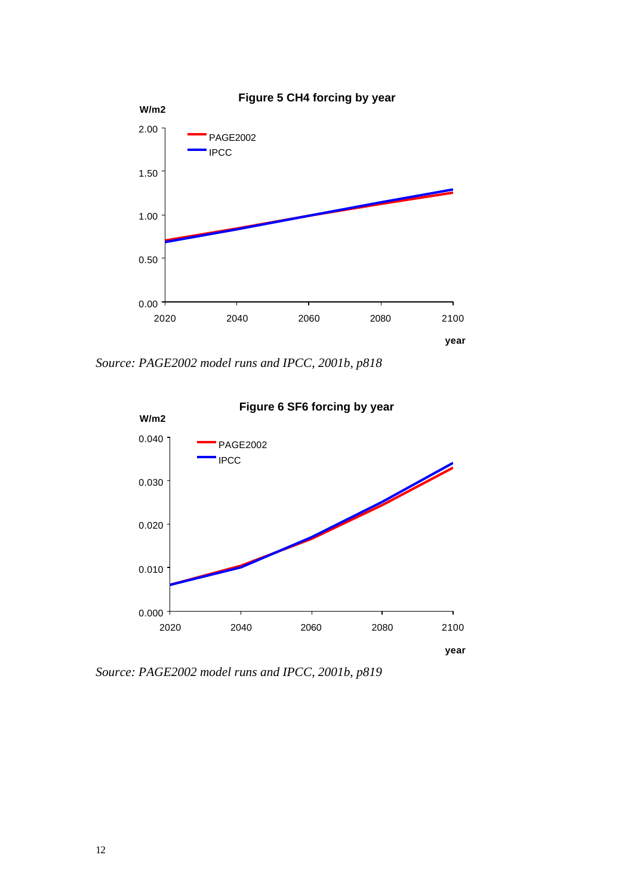**Figure 5 CH4 forcing by year**

*Source: PAGE2002 model runs and IPCC, 2001b, p818*

**Figure 6 SF6 forcing by year**

*Source: PAGE2002 model runs and IPCC, 2001b, p819*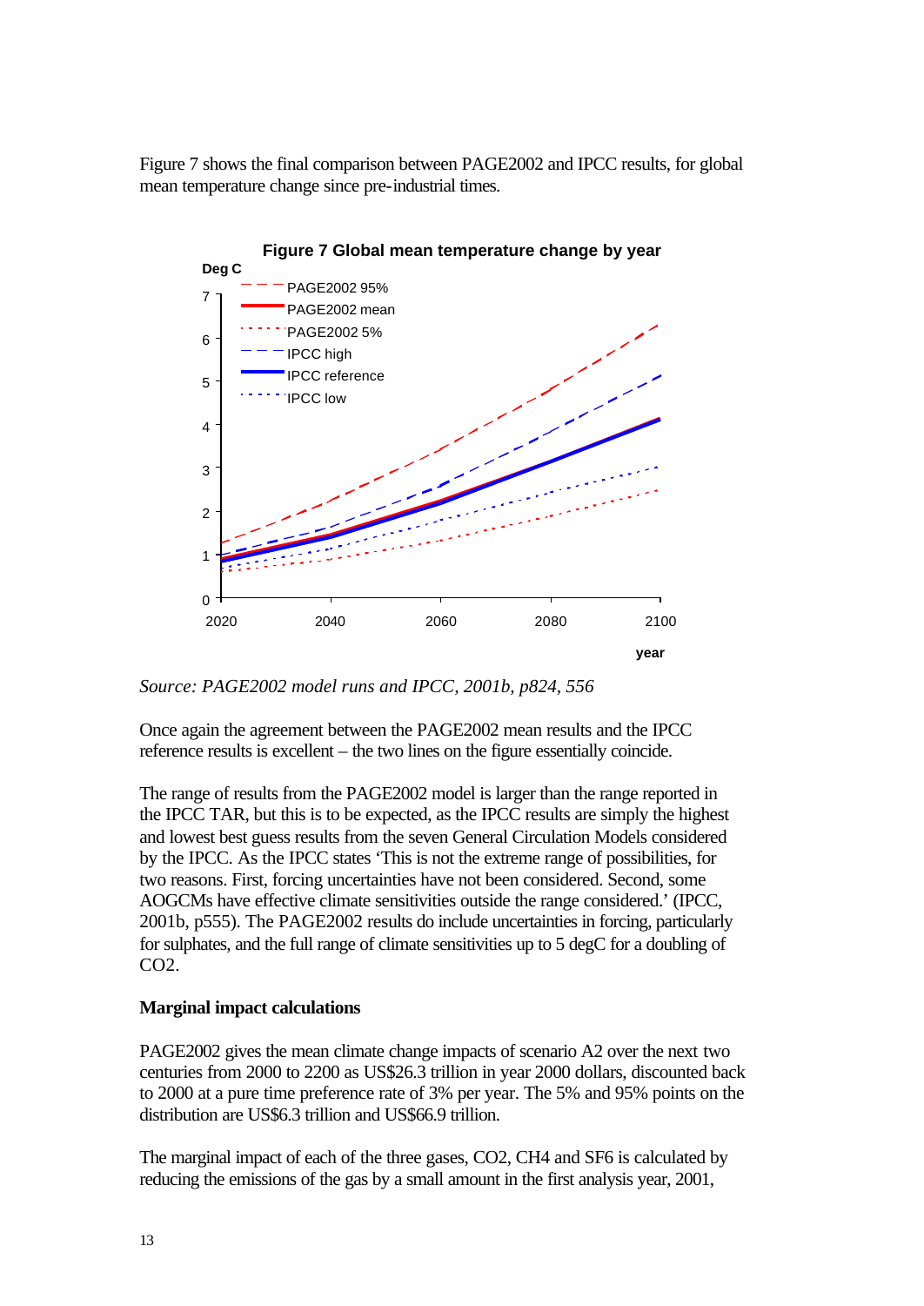Figure 7 shows the final comparison between PAGE2002 and IPCC results, for global mean temperature change since pre-industrial times.

**Figure 7 Global mean temperature change by year**

*Source: PAGE2002 model runs and IPCC, 2001b, p824, 556*

Once again the agreement between the PAGE2002 mean results and the IPCC reference results is excellent – the two lines on the figure essentially coincide.

The range of results from the PAGE2002 model is larger than the range reported in the IPCC TAR, but this is to be expected, as the IPCC results are simply the highest and lowest best guess results from the seven General Circulation Models considered by the IPCC. As the IPCC states 'This is not the extreme range of possibilities, for two reasons. First, forcing uncertainties have not been considered. Second, some AOGCMs have effective climate sensitivities outside the range considered.' (IPCC, 2001b, p555). The PAGE2002 results do include uncertainties in forcing, particularly for sulphates, and the full range of climate sensitivities up to 5 degC for a doubling of $CO_2$.

### Marginal impact calculations

PAGE2002 gives the mean climate change impacts of scenario A2 over the next two centuries from 2000 to 2200 as US$26.3 trillion in year 2000 dollars, discounted back to 2000 at a pure time preference rate of 3% per year. The 5% and 95% points on the distribution are US$6.3 trillion and US$66.9 trillion.

The marginal impact of each of the three gases, $CO_2$, $CH_4$ and $SF_6$ is calculated by reducing the emissions of the gas by a small amount in the first analysis year, 2001,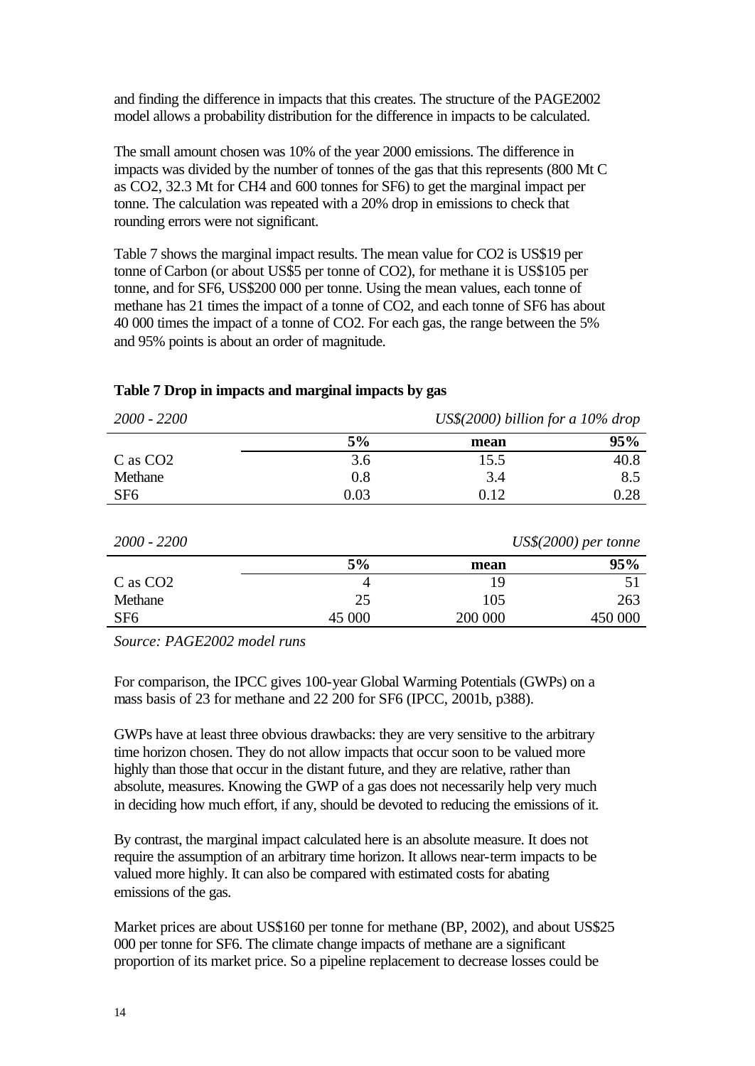and finding the difference in impacts that this creates. The structure of the PAGE2002 model allows a probability distribution for the difference in impacts to be calculated.

The small amount chosen was 10% of the year 2000 emissions. The difference in impacts was divided by the number of tonnes of the gas that this represents (800 Mt C as $CO_2$, 32.3 Mt for $CH_4$ and 600 tonnes for $SF_6$) to get the marginal impact per tonne. The calculation was repeated with a 20% drop in emissions to check that rounding errors were not significant.

Table 7 shows the marginal impact results. The mean value for $CO_2$ is US$19 per tonne of Carbon (or about US$5 per tonne of $CO_2$), for methane it is US$105 per tonne, and for $SF_6$, US$200 000 per tonne. Using the mean values, each tonne of methane has 21 times the impact of a tonne of $CO_2$, and each tonne of $SF_6$ has about 40 000 times the impact of a tonne of $CO_2$. For each gas, the range between the 5% and 95% points is about an order of magnitude.

**Table 7 Drop in impacts and marginal impacts by gas**

| *2000 - 2200* | *US$(2000) billion for a 10% drop* | | |
|---|---|---|---|
| | **5%** | **mean** | **95%** |
| C as $CO_2$ | 3.6 | 15.5 | 40.8 |
| Methane | 0.8 | 3.4 | 8.5 |
| $SF_6$ | 0.03 | 0.12 | 0.28 |

| *2000 - 2200* | *US$(2000) per tonne* | | |
|---|---|---|---|
| | **5%** | **mean** | **95%** |
| C as $CO_2$ | 4 | 19 | 51 |
| Methane | 25 | 105 | 263 |
| $SF_6$ | 45 000 | 200 000 | 450 000 |

*Source: PAGE2002 model runs*

For comparison, the IPCC gives 100-year Global Warming Potentials (GWPs) on a mass basis of 23 for methane and 22 200 for $SF_6$ (IPCC, 2001b, p388).

GWPs have at least three obvious drawbacks: they are very sensitive to the arbitrary time horizon chosen. They do not allow impacts that occur soon to be valued more highly than those that occur in the distant future, and they are relative, rather than absolute, measures. Knowing the GWP of a gas does not necessarily help very much in deciding how much effort, if any, should be devoted to reducing the emissions of it.

By contrast, the marginal impact calculated here is an absolute measure. It does not require the assumption of an arbitrary time horizon. It allows near-term impacts to be valued more highly. It can also be compared with estimated costs for abating emissions of the gas.

Market prices are about US$160 per tonne for methane (BP, 2002), and about US$25 000 per tonne for $SF_6$. The climate change impacts of methane are a significant proportion of its market price. So a pipeline replacement to decrease losses could be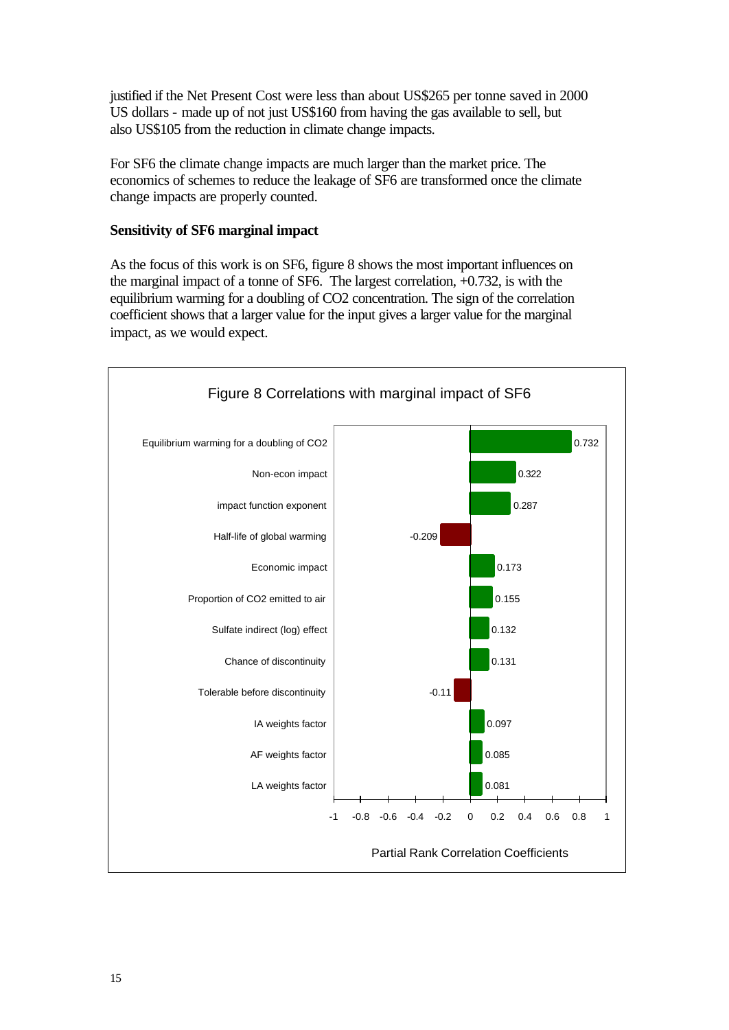justified if the Net Present Cost were less than about US$265 per tonne saved in 2000 US dollars - made up of not just US$160 from having the gas available to sell, but also US$105 from the reduction in climate change impacts.

For $SF_6$ the climate change impacts are much larger than the market price. The economics of schemes to reduce the leakage of $SF_6$ are transformed once the climate change impacts are properly counted.

**Sensitivity of SF6 marginal impact**

As the focus of this work is on $SF_6$, figure 8 shows the most important influences on the marginal impact of a tonne of $SF_6$. The largest correlation, +0.732, is with the equilibrium warming for a doubling of $CO_2$ concentration. The sign of the correlation coefficient shows that a larger value for the input gives a larger value for the marginal impact, as we would expect.

Figure 8 Correlations with marginal impact of SF6

| Input | Partial Rank Correlation Coefficient |
| --- | --- |
| Equilibrium warming for a doubling of CO2 | 0.732 |
| Non-econ impact | 0.322 |
| impact function exponent | 0.287 |
| Half-life of global warming | -0.209 |
| Economic impact | 0.173 |
| Proportion of CO2 emitted to air | 0.155 |
| Sulfate indirect (log) effect | 0.132 |
| Chance of discontinuity | 0.131 |
| Tolerable before discontinuity | -0.11 |
| IA weights factor | 0.097 |
| AF weights factor | 0.085 |
| LA weights factor | 0.081 |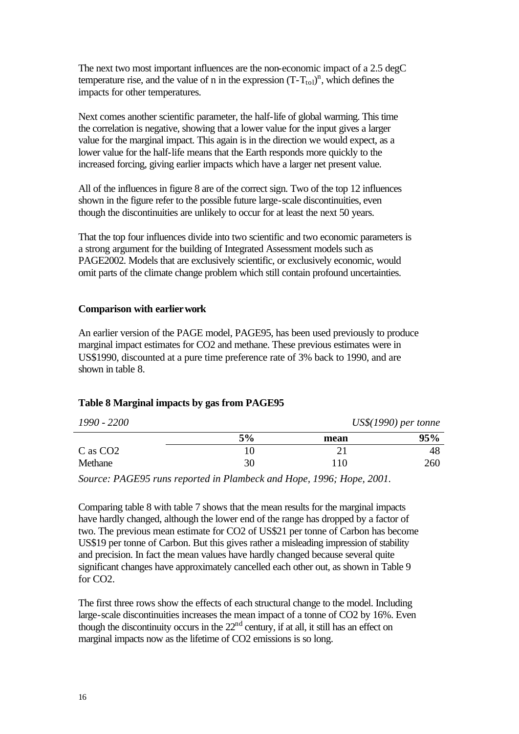The next two most important influences are the non-economic impact of a 2.5 degC temperature rise, and the value of n in the expression $(T-T_{tol})^n$, which defines the impacts for other temperatures.

Next comes another scientific parameter, the half-life of global warming. This time the correlation is negative, showing that a lower value for the input gives a larger value for the marginal impact. This again is in the direction we would expect, as a lower value for the half-life means that the Earth responds more quickly to the increased forcing, giving earlier impacts which have a larger net present value.

All of the influences in figure 8 are of the correct sign. Two of the top 12 influences shown in the figure refer to the possible future large-scale discontinuities, even though the discontinuities are unlikely to occur for at least the next 50 years.

That the top four influences divide into two scientific and two economic parameters is a strong argument for the building of Integrated Assessment models such as PAGE2002. Models that are exclusively scientific, or exclusively economic, would omit parts of the climate change problem which still contain profound uncertainties.

**Comparison with earlier work**

An earlier version of the PAGE model, PAGE95, has been used previously to produce marginal impact estimates for CO2 and methane. These previous estimates were in US$1990, discounted at a pure time preference rate of 3% back to 1990, and are shown in table 8.

**Table 8 Marginal impacts by gas from PAGE95**

| *1990 - 2200* | | | *US$(1990) per tonne* |
|---|---|---|---|
| | **5%** | **mean** | **95%** |
| C as CO2 | 10 | 21 | 48 |
| Methane | 30 | 110 | 260 |

*Source: PAGE95 runs reported in Plambeck and Hope, 1996; Hope, 2001.*

Comparing table 8 with table 7 shows that the mean results for the marginal impacts have hardly changed, although the lower end of the range has dropped by a factor of two. The previous mean estimate for CO2 of US$21 per tonne of Carbon has become US$19 per tonne of Carbon. But this gives rather a misleading impression of stability and precision. In fact the mean values have hardly changed because several quite significant changes have approximately cancelled each other out, as shown in Table 9 for CO2.

The first three rows show the effects of each structural change to the model. Including large-scale discontinuities increases the mean impact of a tonne of CO2 by 16%. Even though the discontinuity occurs in the 22nd century, if at all, it still has an effect on marginal impacts now as the lifetime of CO2 emissions is so long.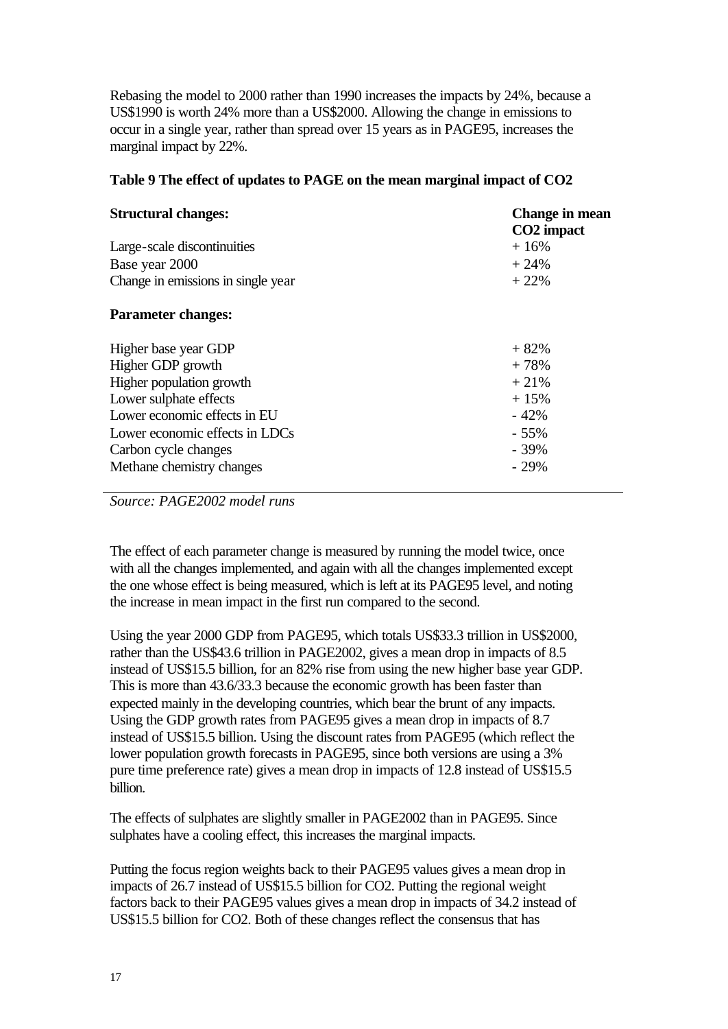Rebasing the model to 2000 rather than 1990 increases the impacts by 24%, because a US$1990 is worth 24% more than a US$2000. Allowing the change in emissions to occur in a single year, rather than spread over 15 years as in PAGE95, increases the marginal impact by 22%.

**Table 9 The effect of updates to PAGE on the mean marginal impact of CO2**

| **Structural changes:** | **Change in mean CO2 impact** |
|---|---|
| Large-scale discontinuities | + 16% |
| Base year 2000 | + 24% |
| Change in emissions in single year | + 22% |
| **Parameter changes:** | |
| Higher base year GDP | + 82% |
| Higher GDP growth | + 78% |
| Higher population growth | + 21% |
| Lower sulphate effects | + 15% |
| Lower economic effects in EU | - 42% |
| Lower economic effects in LDCs | - 55% |
| Carbon cycle changes | - 39% |
| Methane chemistry changes | - 29% |

*Source: PAGE2002 model runs*

The effect of each parameter change is measured by running the model twice, once with all the changes implemented, and again with all the changes implemented except the one whose effect is being measured, which is left at its PAGE95 level, and noting the increase in mean impact in the first run compared to the second.

Using the year 2000 GDP from PAGE95, which totals US$33.3 trillion in US$2000, rather than the US$43.6 trillion in PAGE2002, gives a mean drop in impacts of 8.5 instead of US$15.5 billion, for an 82% rise from using the new higher base year GDP. This is more than 43.6/33.3 because the economic growth has been faster than expected mainly in the developing countries, which bear the brunt of any impacts. Using the GDP growth rates from PAGE95 gives a mean drop in impacts of 8.7 instead of US$15.5 billion. Using the discount rates from PAGE95 (which reflect the lower population growth forecasts in PAGE95, since both versions are using a 3% pure time preference rate) gives a mean drop in impacts of 12.8 instead of US$15.5 billion.

The effects of sulphates are slightly smaller in PAGE2002 than in PAGE95. Since sulphates have a cooling effect, this increases the marginal impacts.

Putting the focus region weights back to their PAGE95 values gives a mean drop in impacts of 26.7 instead of US$15.5 billion for CO2. Putting the regional weight factors back to their PAGE95 values gives a mean drop in impacts of 34.2 instead of US$15.5 billion for CO2. Both of these changes reflect the consensus that has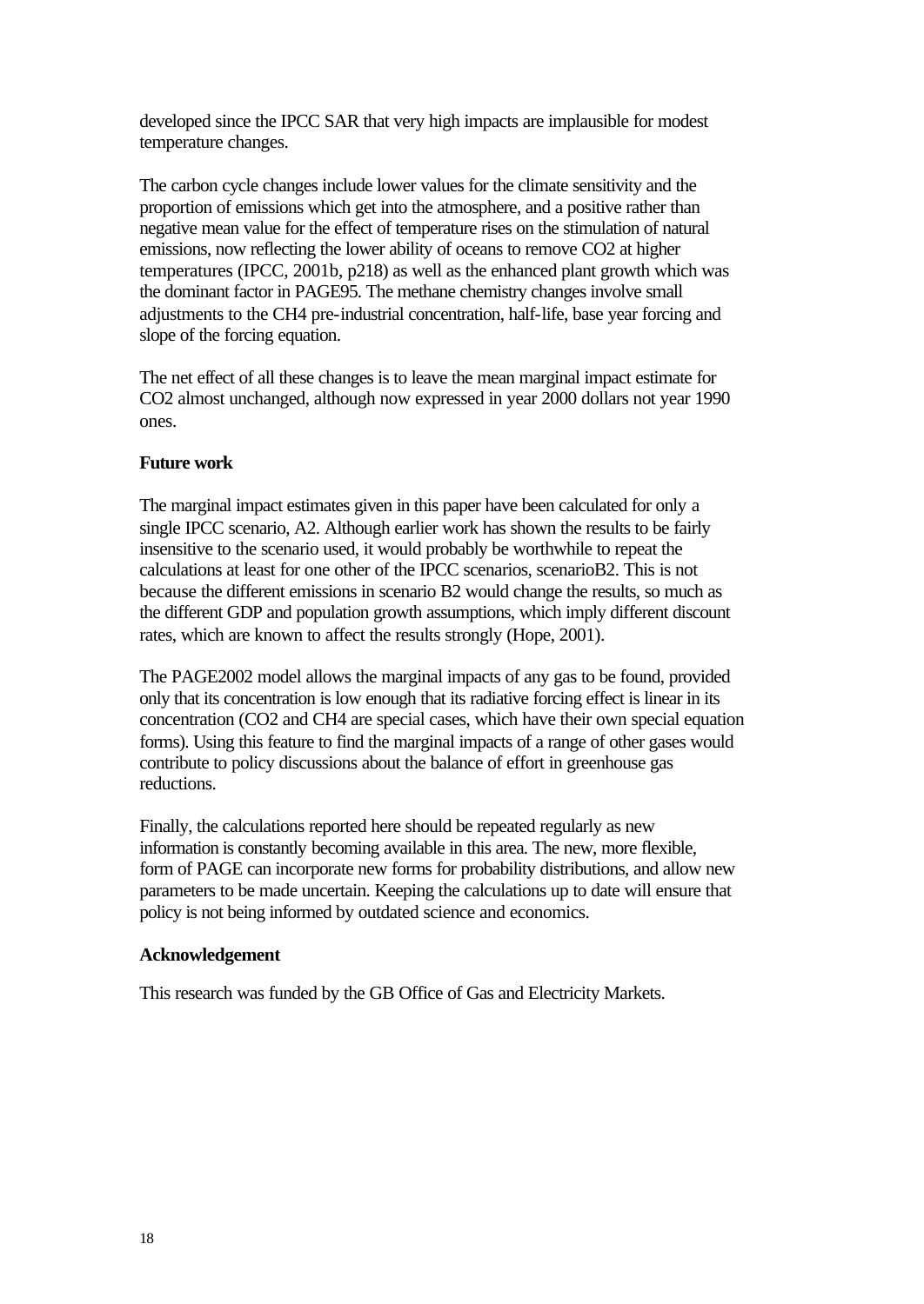developed since the IPCC SAR that very high impacts are implausible for modest temperature changes.

The carbon cycle changes include lower values for the climate sensitivity and the proportion of emissions which get into the atmosphere, and a positive rather than negative mean value for the effect of temperature rises on the stimulation of natural emissions, now reflecting the lower ability of oceans to remove $CO_2$ at higher temperatures (IPCC, 2001b, p218) as well as the enhanced plant growth which was the dominant factor in PAGE95. The methane chemistry changes involve small adjustments to the $CH_4$ pre-industrial concentration, half-life, base year forcing and slope of the forcing equation.

The net effect of all these changes is to leave the mean marginal impact estimate for $CO_2$ almost unchanged, although now expressed in year 2000 dollars not year 1990 ones.

**Future work**

The marginal impact estimates given in this paper have been calculated for only a single IPCC scenario, A2. Although earlier work has shown the results to be fairly insensitive to the scenario used, it would probably be worthwhile to repeat the calculations at least for one other of the IPCC scenarios, scenarioB2. This is not because the different emissions in scenario B2 would change the results, so much as the different GDP and population growth assumptions, which imply different discount rates, which are known to affect the results strongly (Hope, 2001).

The PAGE2002 model allows the marginal impacts of any gas to be found, provided only that its concentration is low enough that its radiative forcing effect is linear in its concentration ($CO_2$ and $CH_4$ are special cases, which have their own special equation forms). Using this feature to find the marginal impacts of a range of other gases would contribute to policy discussions about the balance of effort in greenhouse gas reductions.

Finally, the calculations reported here should be repeated regularly as new information is constantly becoming available in this area. The new, more flexible, form of PAGE can incorporate new forms for probability distributions, and allow new parameters to be made uncertain. Keeping the calculations up to date will ensure that policy is not being informed by outdated science and economics.

**Acknowledgement**

This research was funded by the GB Office of Gas and Electricity Markets.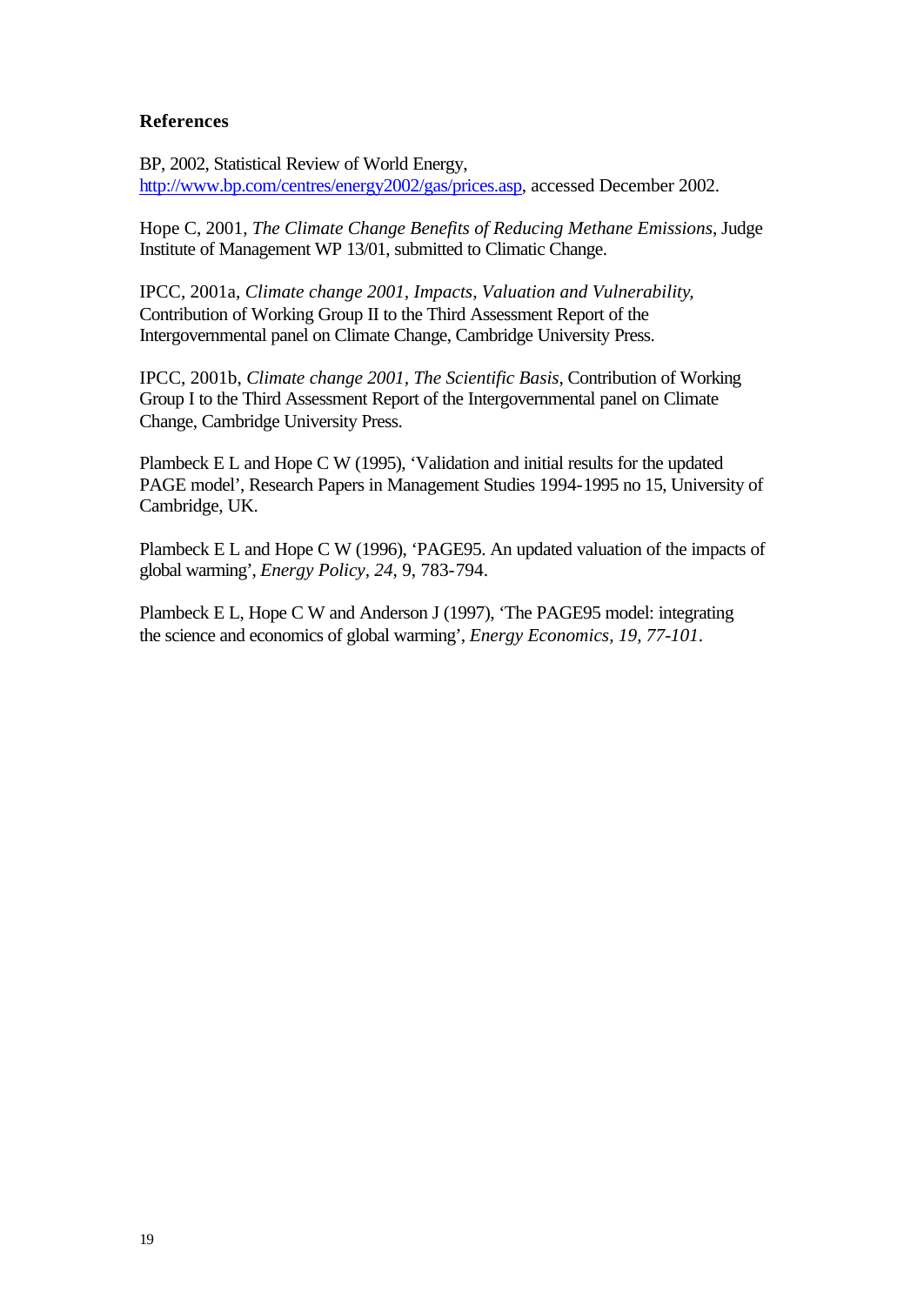## References

BP, 2002, Statistical Review of World Energy, http://www.bp.com/centres/energy2002/gas/prices.asp, accessed December 2002.

Hope C, 2001, *The Climate Change Benefits of Reducing Methane Emissions*, Judge Institute of Management WP 13/01, submitted to Climatic Change.

IPCC, 2001a, *Climate change 2001, Impacts, Valuation and Vulnerability*, Contribution of Working Group II to the Third Assessment Report of the Intergovernmental panel on Climate Change, Cambridge University Press.

IPCC, 2001b, *Climate change 2001, The Scientific Basis*, Contribution of Working Group I to the Third Assessment Report of the Intergovernmental panel on Climate Change, Cambridge University Press.

Plambeck E L and Hope C W (1995), 'Validation and initial results for the updated PAGE model', Research Papers in Management Studies 1994-1995 no 15, University of Cambridge, UK.

Plambeck E L and Hope C W (1996), 'PAGE95. An updated valuation of the impacts of global warming', *Energy Policy, 24*, 9, 783-794.

Plambeck E L, Hope C W and Anderson J (1997), 'The PAGE95 model: integrating the science and economics of global warming', *Energy Economics, 19, 77-101*.